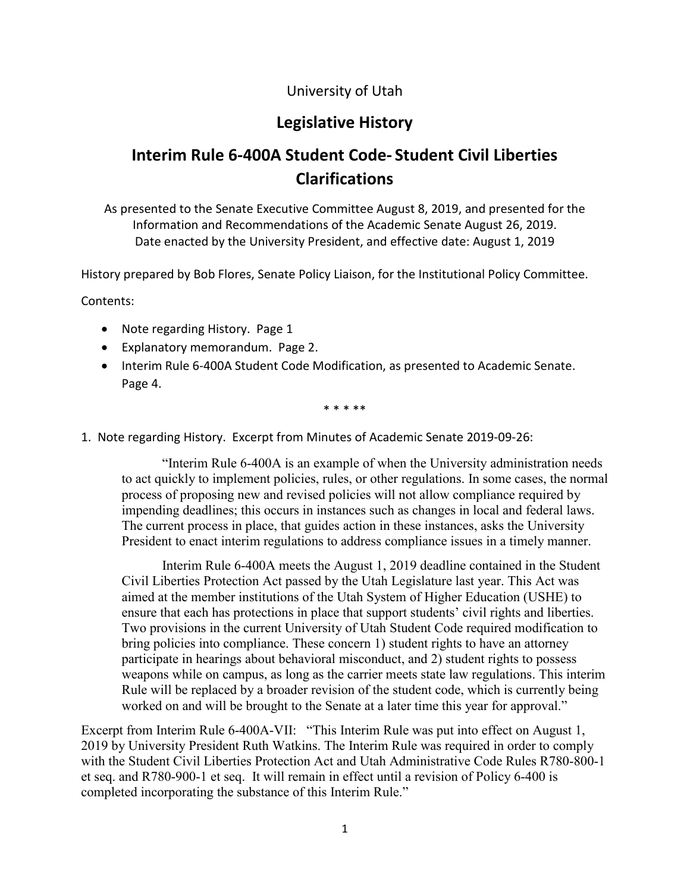University of Utah

# Legislative History

# Interim Rule 6-400A Student Code- Student Civil Liberties Clarifications

As presented to the Senate Executive Committee August 8, 2019, and presented for the Information and Recommendations of the Academic Senate August 26, 2019. Date enacted by the University President, and effective date: August 1, 2019

History prepared by Bob Flores, Senate Policy Liaison, for the Institutional Policy Committee.

Contents:

- Note regarding History. Page 1
- Explanatory memorandum. Page 2.
- Interim Rule 6-400A Student Code Modification, as presented to Academic Senate. Page 4.

\* \* \* \*\*

1. Note regarding History. Excerpt from Minutes of Academic Senate 2019-09-26:

> "Interim Rule 6-400A is an example of when the University administration needs to act quickly to implement policies, rules, or other regulations. In some cases, the normal process of proposing new and revised policies will not allow compliance required by impending deadlines; this occurs in instances such as changes in local and federal laws. The current process in place, that guides action in these instances, asks the University President to enact interim regulations to address compliance issues in a timely manner.
>
> Interim Rule 6-400A meets the August 1, 2019 deadline contained in the Student Civil Liberties Protection Act passed by the Utah Legislature last year. This Act was aimed at the member institutions of the Utah System of Higher Education (USHE) to ensure that each has protections in place that support students' civil rights and liberties. Two provisions in the current University of Utah Student Code required modification to bring policies into compliance. These concern 1) student rights to have an attorney participate in hearings about behavioral misconduct, and 2) student rights to possess weapons while on campus, as long as the carrier meets state law regulations. This interim Rule will be replaced by a broader revision of the student code, which is currently being worked on and will be brought to the Senate at a later time this year for approval."

Excerpt from Interim Rule 6-400A-VII: "This Interim Rule was put into effect on August 1, 2019 by University President Ruth Watkins. The Interim Rule was required in order to comply with the Student Civil Liberties Protection Act and Utah Administrative Code Rules R780-800-1 et seq. and R780-900-1 et seq. It will remain in effect until a revision of Policy 6-400 is completed incorporating the substance of this Interim Rule."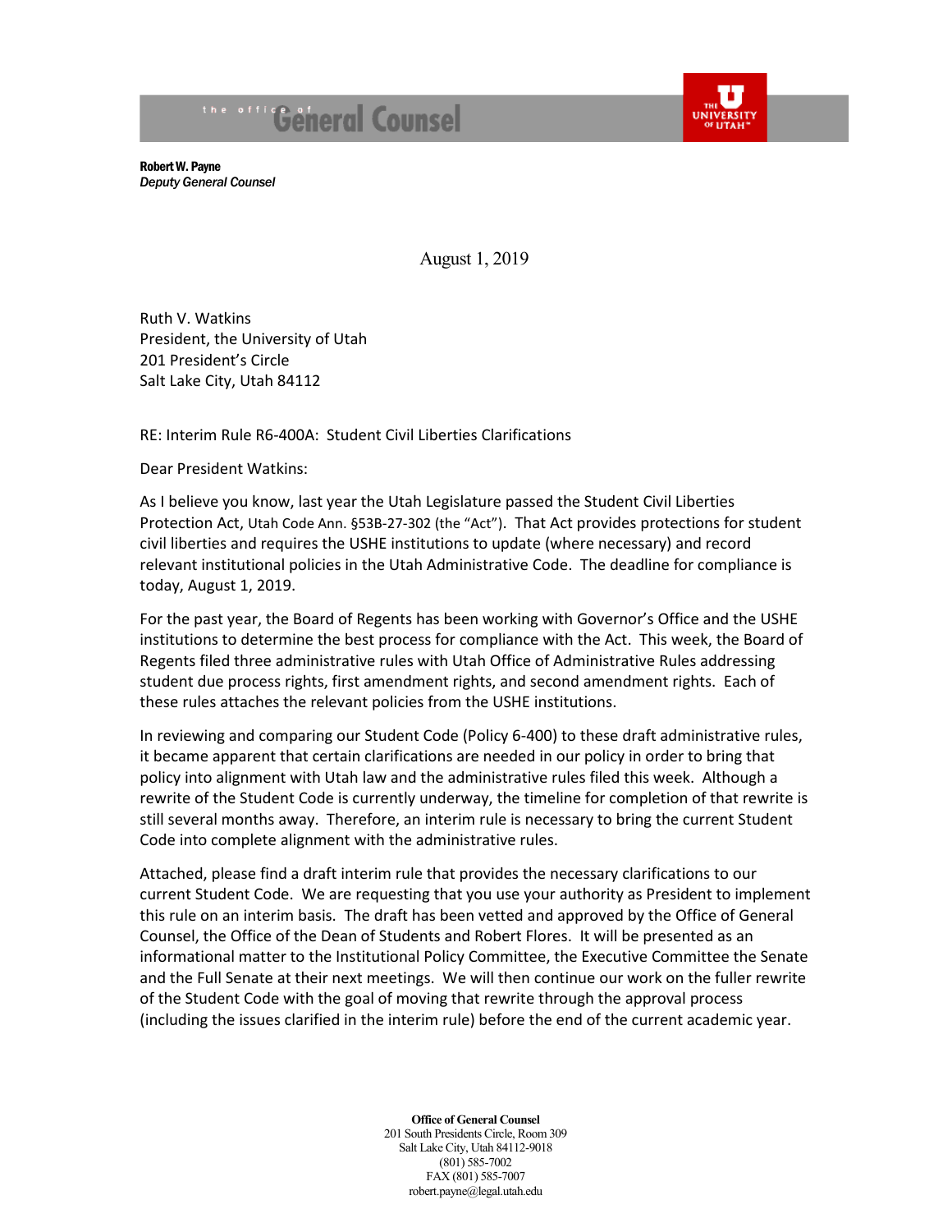# the office of General Counsel

THE UNIVERSITY OF UTAH

**Robert W. Payne**
*Deputy General Counsel*

August 1, 2019

Ruth V. Watkins
President, the University of Utah
201 President's Circle
Salt Lake City, Utah 84112

RE: Interim Rule R6-400A: Student Civil Liberties Clarifications

Dear President Watkins:

As I believe you know, last year the Utah Legislature passed the Student Civil Liberties Protection Act, Utah Code Ann. §53B-27-302 (the "Act"). That Act provides protections for student civil liberties and requires the USHE institutions to update (where necessary) and record relevant institutional policies in the Utah Administrative Code. The deadline for compliance is today, August 1, 2019.

For the past year, the Board of Regents has been working with Governor's Office and the USHE institutions to determine the best process for compliance with the Act. This week, the Board of Regents filed three administrative rules with Utah Office of Administrative Rules addressing student due process rights, first amendment rights, and second amendment rights. Each of these rules attaches the relevant policies from the USHE institutions.

In reviewing and comparing our Student Code (Policy 6-400) to these draft administrative rules, it became apparent that certain clarifications are needed in our policy in order to bring that policy into alignment with Utah law and the administrative rules filed this week. Although a rewrite of the Student Code is currently underway, the timeline for completion of that rewrite is still several months away. Therefore, an interim rule is necessary to bring the current Student Code into complete alignment with the administrative rules.

Attached, please find a draft interim rule that provides the necessary clarifications to our current Student Code. We are requesting that you use your authority as President to implement this rule on an interim basis. The draft has been vetted and approved by the Office of General Counsel, the Office of the Dean of Students and Robert Flores. It will be presented as an informational matter to the Institutional Policy Committee, the Executive Committee the Senate and the Full Senate at their next meetings. We will then continue our work on the fuller rewrite of the Student Code with the goal of moving that rewrite through the approval process (including the issues clarified in the interim rule) before the end of the current academic year.

**Office of General Counsel**
201 South Presidents Circle, Room 309
Salt Lake City, Utah 84112-9018
(801) 585-7002
FAX (801) 585-7007
robert.payne@legal.utah.edu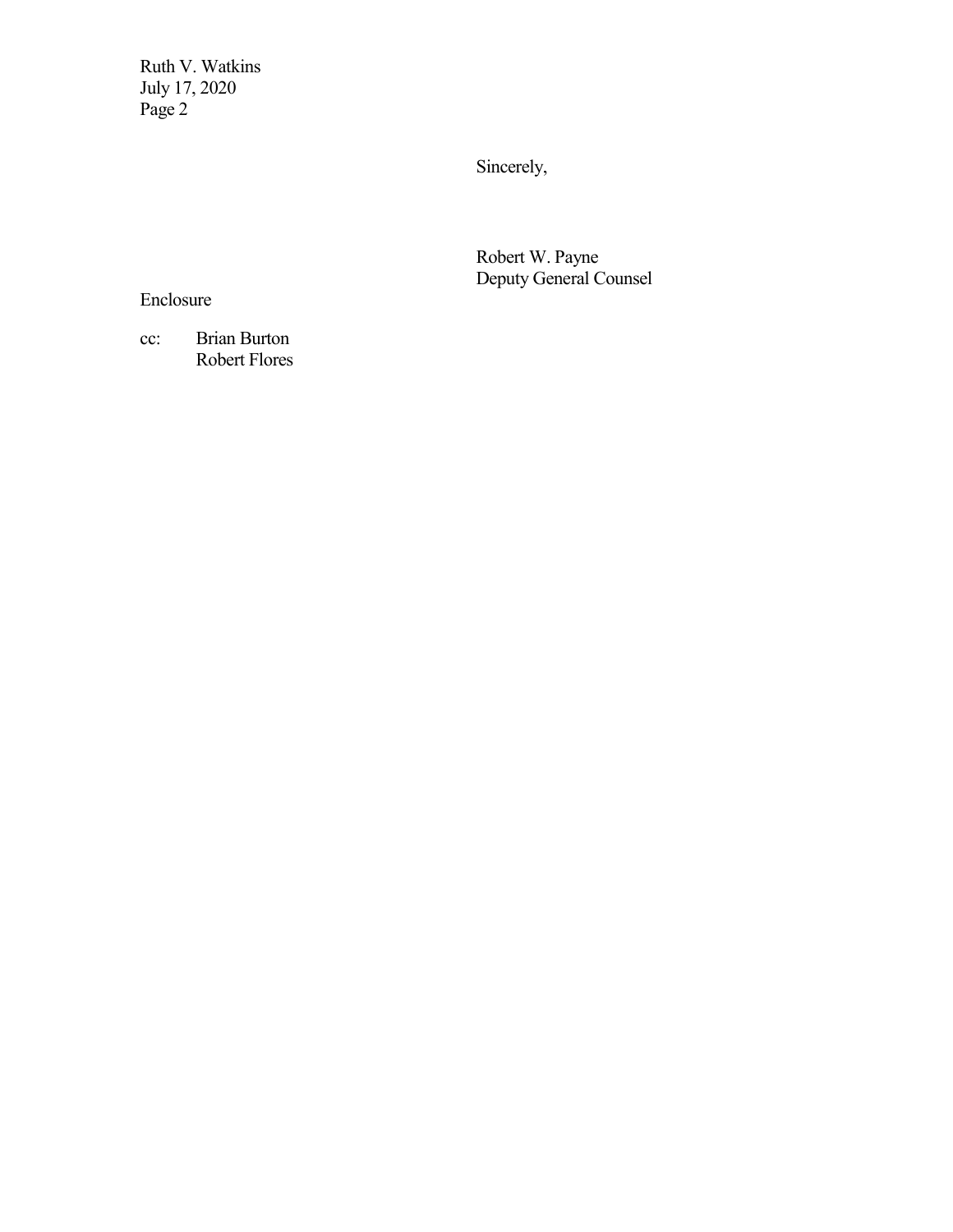Sincerely,

Robert W. Payne
Deputy General Counsel

Enclosure

cc: Brian Burton
Robert Flores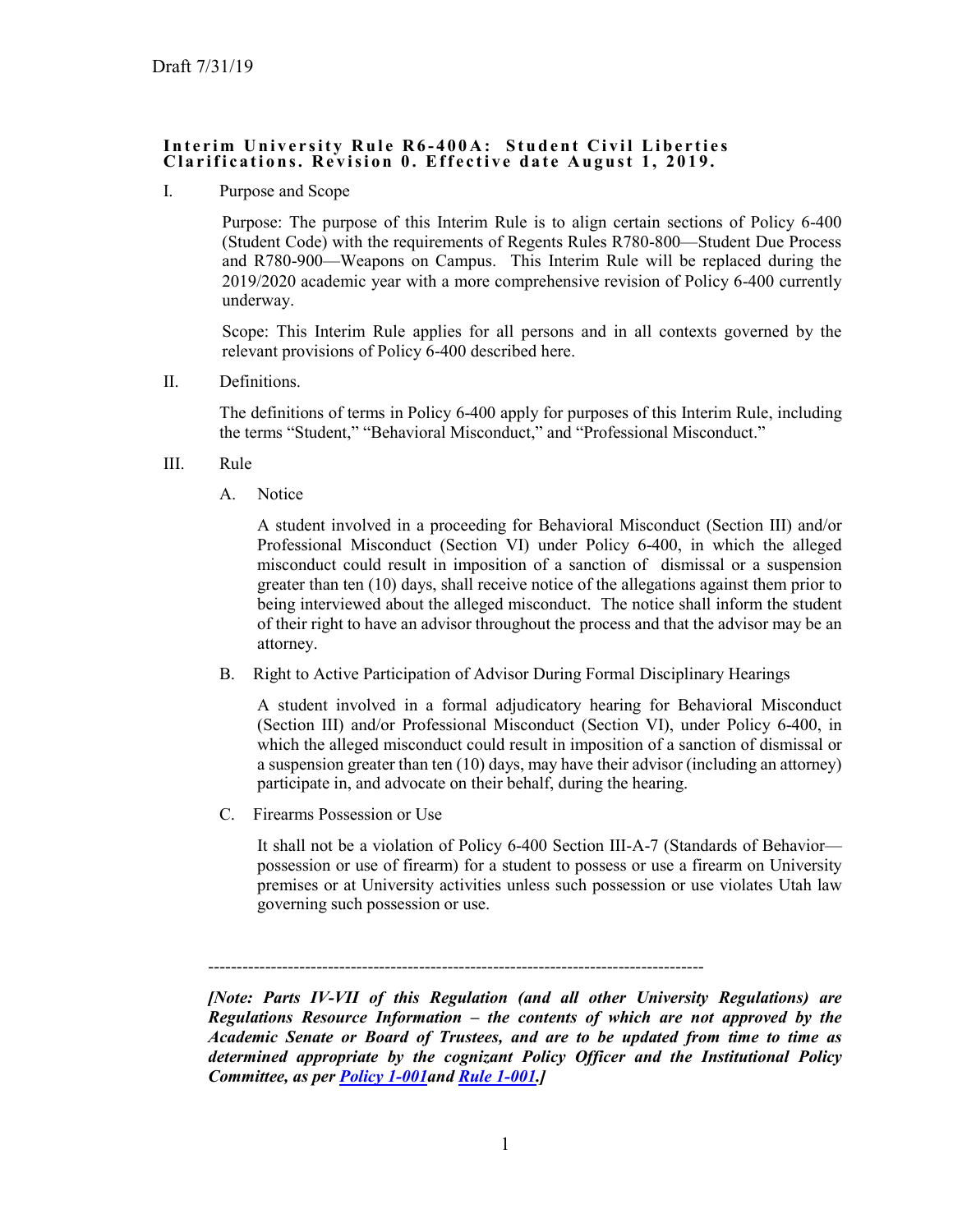Draft 7/31/19

**Interim University Rule R6-400A: Student Civil Liberties Clarifications. Revision 0. Effective date August 1, 2019.**

I. Purpose and Scope

Purpose: The purpose of this Interim Rule is to align certain sections of Policy 6-400 (Student Code) with the requirements of Regents Rules R780-800—Student Due Process and R780-900—Weapons on Campus. This Interim Rule will be replaced during the 2019/2020 academic year with a more comprehensive revision of Policy 6-400 currently underway.

Scope: This Interim Rule applies for all persons and in all contexts governed by the relevant provisions of Policy 6-400 described here.

II. Definitions.

The definitions of terms in Policy 6-400 apply for purposes of this Interim Rule, including the terms "Student," "Behavioral Misconduct," and "Professional Misconduct."

III. Rule

A. Notice

A student involved in a proceeding for Behavioral Misconduct (Section III) and/or Professional Misconduct (Section VI) under Policy 6-400, in which the alleged misconduct could result in imposition of a sanction of dismissal or a suspension greater than ten (10) days, shall receive notice of the allegations against them prior to being interviewed about the alleged misconduct. The notice shall inform the student of their right to have an advisor throughout the process and that the advisor may be an attorney.

B. Right to Active Participation of Advisor During Formal Disciplinary Hearings

A student involved in a formal adjudicatory hearing for Behavioral Misconduct (Section III) and/or Professional Misconduct (Section VI), under Policy 6-400, in which the alleged misconduct could result in imposition of a sanction of dismissal or a suspension greater than ten (10) days, may have their advisor (including an attorney) participate in, and advocate on their behalf, during the hearing.

C. Firearms Possession or Use

It shall not be a violation of Policy 6-400 Section III-A-7 (Standards of Behavior—possession or use of firearm) for a student to possess or use a firearm on University premises or at University activities unless such possession or use violates Utah law governing such possession or use.

---

***[Note: Parts IV-VII of this Regulation (and all other University Regulations) are Regulations Resource Information – the contents of which are not approved by the Academic Senate or Board of Trustees, and are to be updated from time to time as determined appropriate by the cognizant Policy Officer and the Institutional Policy Committee, as per Policy 1-001 and Rule 1-001.]***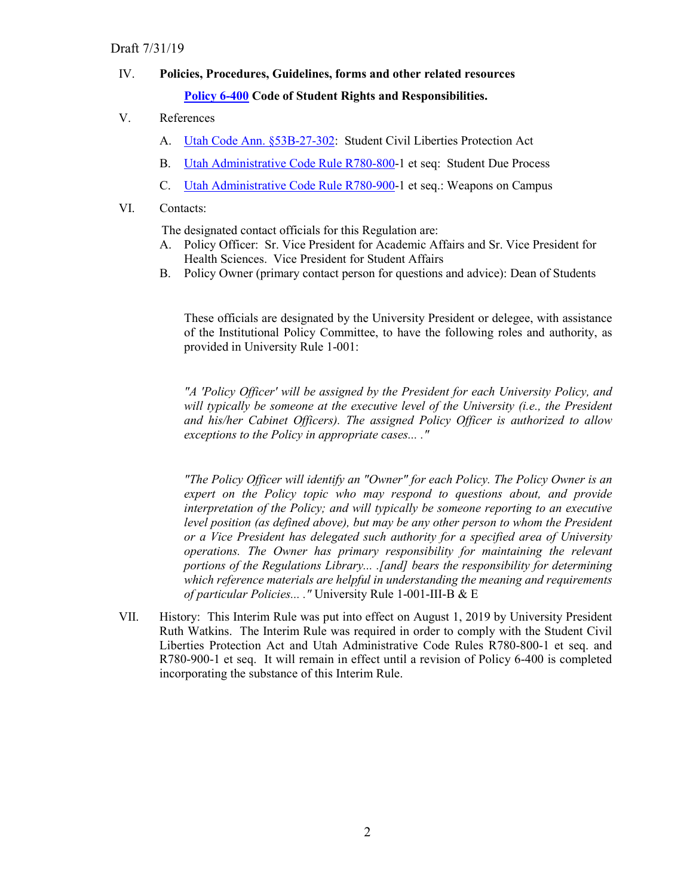Draft 7/31/19

IV. **Policies, Procedures, Guidelines, forms and other related resources**

**Policy 6-400 Code of Student Rights and Responsibilities.**

V. References

A. Utah Code Ann. §53B-27-302: Student Civil Liberties Protection Act

B. Utah Administrative Code Rule R780-800-1 et seq: Student Due Process

C. Utah Administrative Code Rule R780-900-1 et seq.: Weapons on Campus

VI. Contacts:

The designated contact officials for this Regulation are:

A. Policy Officer: Sr. Vice President for Academic Affairs and Sr. Vice President for Health Sciences. Vice President for Student Affairs

B. Policy Owner (primary contact person for questions and advice): Dean of Students

These officials are designated by the University President or delegee, with assistance of the Institutional Policy Committee, to have the following roles and authority, as provided in University Rule 1-001:

*"A 'Policy Officer' will be assigned by the President for each University Policy, and will typically be someone at the executive level of the University (i.e., the President and his/her Cabinet Officers). The assigned Policy Officer is authorized to allow exceptions to the Policy in appropriate cases... ."*

*"The Policy Officer will identify an "Owner" for each Policy. The Policy Owner is an expert on the Policy topic who may respond to questions about, and provide interpretation of the Policy; and will typically be someone reporting to an executive level position (as defined above), but may be any other person to whom the President or a Vice President has delegated such authority for a specified area of University operations. The Owner has primary responsibility for maintaining the relevant portions of the Regulations Library... .[and] bears the responsibility for determining which reference materials are helpful in understanding the meaning and requirements of particular Policies... ."* University Rule 1-001-III-B & E

VII. History: This Interim Rule was put into effect on August 1, 2019 by University President Ruth Watkins. The Interim Rule was required in order to comply with the Student Civil Liberties Protection Act and Utah Administrative Code Rules R780-800-1 et seq. and R780-900-1 et seq. It will remain in effect until a revision of Policy 6-400 is completed incorporating the substance of this Interim Rule.